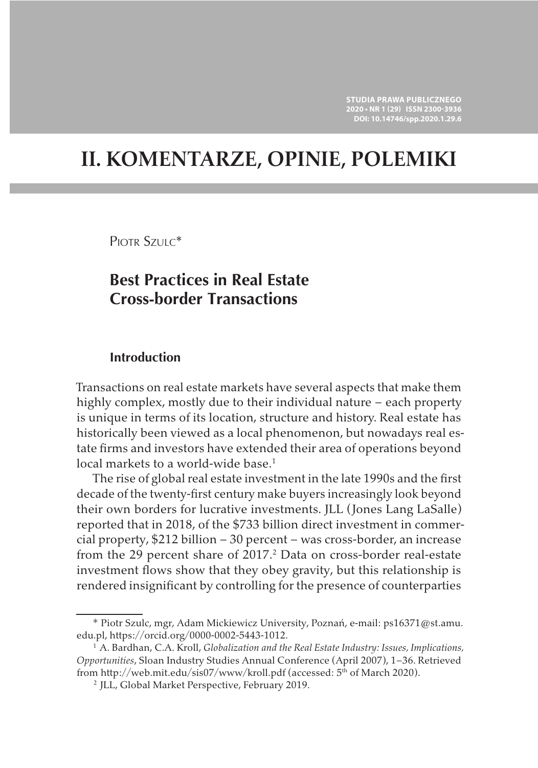# II. KOMENTARZE, OPINIE, POLEMIKI

Piotr Szulc*

## Best Practices in Real Estate Cross-border Transactions

### Introduction

Transactions on real estate markets have several aspects that make them highly complex, mostly due to their individual nature – each property is unique in terms of its location, structure and history. Real estate has historically been viewed as a local phenomenon, but nowadays real estate firms and investors have extended their area of operations beyond local markets to a world-wide base.[1]

The rise of global real estate investment in the late 1990s and the first decade of the twenty-first century make buyers increasingly look beyond their own borders for lucrative investments. JLL (Jones Lang LaSalle) reported that in 2018, of the $733 billion direct investment in commercial property, $212 billion – 30 percent – was cross-border, an increase from the 29 percent share of 2017.[2] Data on cross-border real-estate investment flows show that they obey gravity, but this relationship is rendered insignificant by controlling for the presence of counterparties

---

\* Piotr Szulc, mgr, Adam Mickiewicz University, Poznań, e-mail: ps16371@st.amu.edu.pl, https://orcid.org/0000-0002-5443-1012.

[1] A. Bardhan, C.A. Kroll, *Globalization and the Real Estate Industry: Issues, Implications, Opportunities*, Sloan Industry Studies Annual Conference (April 2007), 1–36. Retrieved from http://web.mit.edu/sis07/www/kroll.pdf (accessed: 5th of March 2020).

[2] JLL, Global Market Perspective, February 2019.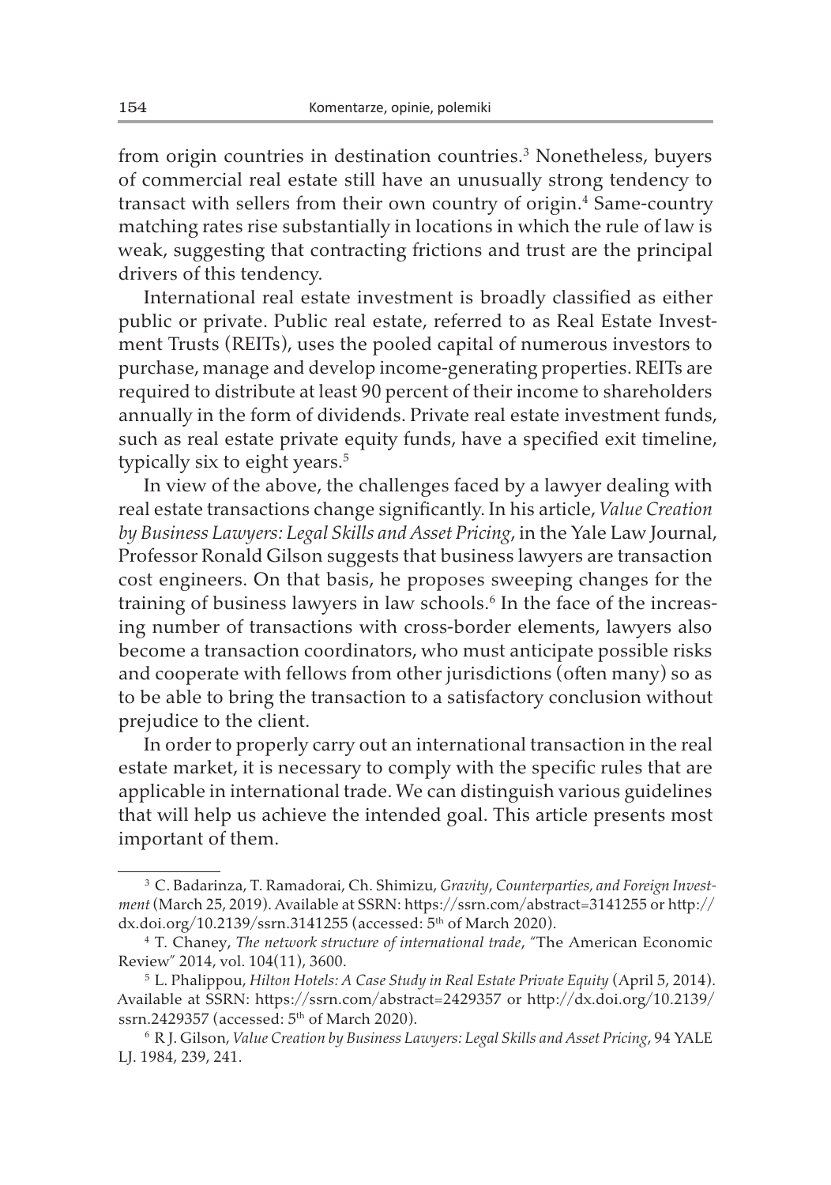from origin countries in destination countries.[3] Nonetheless, buyers of commercial real estate still have an unusually strong tendency to transact with sellers from their own country of origin.[4] Same-country matching rates rise substantially in locations in which the rule of law is weak, suggesting that contracting frictions and trust are the principal drivers of this tendency.

International real estate investment is broadly classified as either public or private. Public real estate, referred to as Real Estate Investment Trusts (REITs), uses the pooled capital of numerous investors to purchase, manage and develop income-generating properties. REITs are required to distribute at least 90 percent of their income to shareholders annually in the form of dividends. Private real estate investment funds, such as real estate private equity funds, have a specified exit timeline, typically six to eight years.[5]

In view of the above, the challenges faced by a lawyer dealing with real estate transactions change significantly. In his article, *Value Creation by Business Lawyers: Legal Skills and Asset Pricing*, in the Yale Law Journal, Professor Ronald Gilson suggests that business lawyers are transaction cost engineers. On that basis, he proposes sweeping changes for the training of business lawyers in law schools.[6] In the face of the increasing number of transactions with cross-border elements, lawyers also become a transaction coordinators, who must anticipate possible risks and cooperate with fellows from other jurisdictions (often many) so as to be able to bring the transaction to a satisfactory conclusion without prejudice to the client.

In order to properly carry out an international transaction in the real estate market, it is necessary to comply with the specific rules that are applicable in international trade. We can distinguish various guidelines that will help us achieve the intended goal. This article presents most important of them.

---

[3] C. Badarinza, T. Ramadorai, Ch. Shimizu, *Gravity*, *Counterparties, and Foreign Investment* (March 25, 2019). Available at SSRN: https://ssrn.com/abstract=3141255 or http://dx.doi.org/10.2139/ssrn.3141255 (accessed: 5th of March 2020).

[4] T. Chaney, *The network structure of international trade*, "The American Economic Review" 2014, vol. 104(11), 3600.

[5] L. Phalippou, *Hilton Hotels: A Case Study in Real Estate Private Equity* (April 5, 2014). Available at SSRN: https://ssrn.com/abstract=2429357 or http://dx.doi.org/10.2139/ssrn.2429357 (accessed: 5th of March 2020).

[6] R J. Gilson, *Value Creation by Business Lawyers: Legal Skills and Asset Pricing*, 94 YALE LJ. 1984, 239, 241.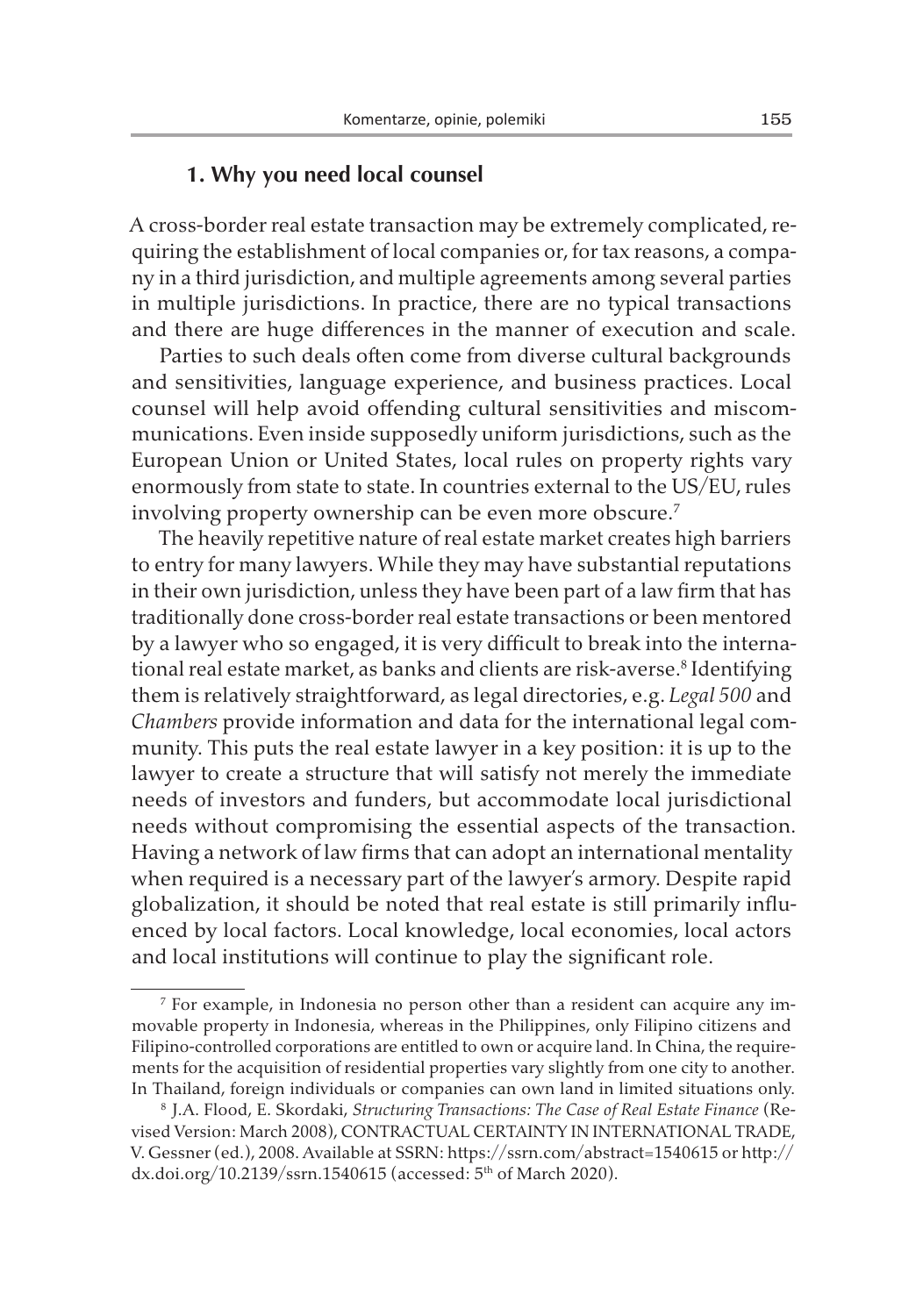## 1. Why you need local counsel

A cross-border real estate transaction may be extremely complicated, requiring the establishment of local companies or, for tax reasons, a company in a third jurisdiction, and multiple agreements among several parties in multiple jurisdictions. In practice, there are no typical transactions and there are huge differences in the manner of execution and scale.

Parties to such deals often come from diverse cultural backgrounds and sensitivities, language experience, and business practices. Local counsel will help avoid offending cultural sensitivities and miscommunications. Even inside supposedly uniform jurisdictions, such as the European Union or United States, local rules on property rights vary enormously from state to state. In countries external to the US/EU, rules involving property ownership can be even more obscure.[7]

The heavily repetitive nature of real estate market creates high barriers to entry for many lawyers. While they may have substantial reputations in their own jurisdiction, unless they have been part of a law firm that has traditionally done cross-border real estate transactions or been mentored by a lawyer who so engaged, it is very difficult to break into the international real estate market, as banks and clients are risk-averse.[8] Identifying them is relatively straightforward, as legal directories, e.g. *Legal 500* and *Chambers* provide information and data for the international legal community. This puts the real estate lawyer in a key position: it is up to the lawyer to create a structure that will satisfy not merely the immediate needs of investors and funders, but accommodate local jurisdictional needs without compromising the essential aspects of the transaction. Having a network of law firms that can adopt an international mentality when required is a necessary part of the lawyer's armory. Despite rapid globalization, it should be noted that real estate is still primarily influenced by local factors. Local knowledge, local economies, local actors and local institutions will continue to play the significant role.

---

[7] For example, in Indonesia no person other than a resident can acquire any immovable property in Indonesia, whereas in the Philippines, only Filipino citizens and Filipino-controlled corporations are entitled to own or acquire land. In China, the requirements for the acquisition of residential properties vary slightly from one city to another. In Thailand, foreign individuals or companies can own land in limited situations only.

[8] J.A. Flood, E. Skordaki, *Structuring Transactions: The Case of Real Estate Finance* (Revised Version: March 2008), CONTRACTUAL CERTAINTY IN INTERNATIONAL TRADE, V. Gessner (ed.), 2008. Available at SSRN: https://ssrn.com/abstract=1540615 or http://dx.doi.org/10.2139/ssrn.1540615 (accessed: 5th of March 2020).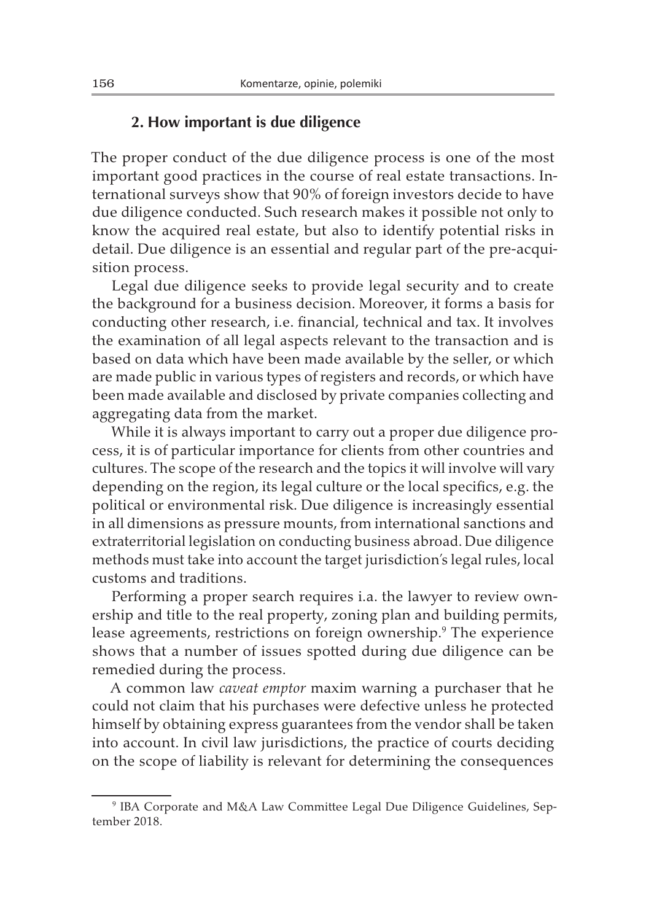## 2. How important is due diligence

The proper conduct of the due diligence process is one of the most important good practices in the course of real estate transactions. International surveys show that 90% of foreign investors decide to have due diligence conducted. Such research makes it possible not only to know the acquired real estate, but also to identify potential risks in detail. Due diligence is an essential and regular part of the pre-acquisition process.

Legal due diligence seeks to provide legal security and to create the background for a business decision. Moreover, it forms a basis for conducting other research, i.e. financial, technical and tax. It involves the examination of all legal aspects relevant to the transaction and is based on data which have been made available by the seller, or which are made public in various types of registers and records, or which have been made available and disclosed by private companies collecting and aggregating data from the market.

While it is always important to carry out a proper due diligence process, it is of particular importance for clients from other countries and cultures. The scope of the research and the topics it will involve will vary depending on the region, its legal culture or the local specifics, e.g. the political or environmental risk. Due diligence is increasingly essential in all dimensions as pressure mounts, from international sanctions and extraterritorial legislation on conducting business abroad. Due diligence methods must take into account the target jurisdiction's legal rules, local customs and traditions.

Performing a proper search requires i.a. the lawyer to review ownership and title to the real property, zoning plan and building permits, lease agreements, restrictions on foreign ownership.[9] The experience shows that a number of issues spotted during due diligence can be remedied during the process.

A common law *caveat emptor* maxim warning a purchaser that he could not claim that his purchases were defective unless he protected himself by obtaining express guarantees from the vendor shall be taken into account. In civil law jurisdictions, the practice of courts deciding on the scope of liability is relevant for determining the consequences

[9] IBA Corporate and M&A Law Committee Legal Due Diligence Guidelines, September 2018.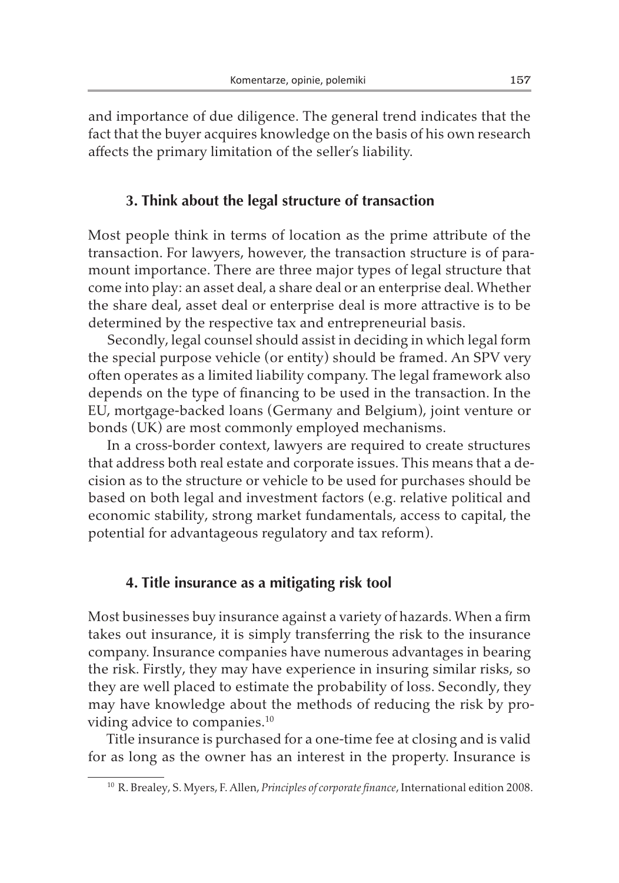and importance of due diligence. The general trend indicates that the fact that the buyer acquires knowledge on the basis of his own research affects the primary limitation of the seller's liability.

### 3. Think about the legal structure of transaction

Most people think in terms of location as the prime attribute of the transaction. For lawyers, however, the transaction structure is of paramount importance. There are three major types of legal structure that come into play: an asset deal, a share deal or an enterprise deal. Whether the share deal, asset deal or enterprise deal is more attractive is to be determined by the respective tax and entrepreneurial basis.

Secondly, legal counsel should assist in deciding in which legal form the special purpose vehicle (or entity) should be framed. An SPV very often operates as a limited liability company. The legal framework also depends on the type of financing to be used in the transaction. In the EU, mortgage-backed loans (Germany and Belgium), joint venture or bonds (UK) are most commonly employed mechanisms.

In a cross-border context, lawyers are required to create structures that address both real estate and corporate issues. This means that a decision as to the structure or vehicle to be used for purchases should be based on both legal and investment factors (e.g. relative political and economic stability, strong market fundamentals, access to capital, the potential for advantageous regulatory and tax reform).

### 4. Title insurance as a mitigating risk tool

Most businesses buy insurance against a variety of hazards. When a firm takes out insurance, it is simply transferring the risk to the insurance company. Insurance companies have numerous advantages in bearing the risk. Firstly, they may have experience in insuring similar risks, so they are well placed to estimate the probability of loss. Secondly, they may have knowledge about the methods of reducing the risk by providing advice to companies.[10]

Title insurance is purchased for a one-time fee at closing and is valid for as long as the owner has an interest in the property. Insurance is

[10] R. Brealey, S. Myers, F. Allen, *Principles of corporate finance*, International edition 2008.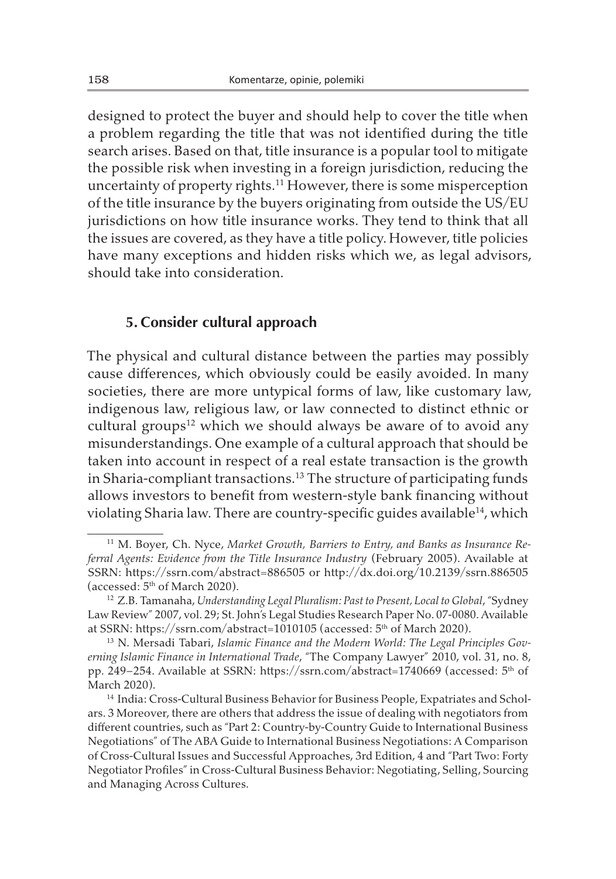designed to protect the buyer and should help to cover the title when a problem regarding the title that was not identified during the title search arises. Based on that, title insurance is a popular tool to mitigate the possible risk when investing in a foreign jurisdiction, reducing the uncertainty of property rights.[11] However, there is some misperception of the title insurance by the buyers originating from outside the US/EU jurisdictions on how title insurance works. They tend to think that all the issues are covered, as they have a title policy. However, title policies have many exceptions and hidden risks which we, as legal advisors, should take into consideration.

## 5. Consider cultural approach

The physical and cultural distance between the parties may possibly cause differences, which obviously could be easily avoided. In many societies, there are more untypical forms of law, like customary law, indigenous law, religious law, or law connected to distinct ethnic or cultural groups[12] which we should always be aware of to avoid any misunderstandings. One example of a cultural approach that should be taken into account in respect of a real estate transaction is the growth in Sharia-compliant transactions.[13] The structure of participating funds allows investors to benefit from western-style bank financing without violating Sharia law. There are country-specific guides available[14], which

---

[11] M. Boyer, Ch. Nyce, *Market Growth, Barriers to Entry, and Banks as Insurance Referral Agents: Evidence from the Title Insurance Industry* (February 2005). Available at SSRN: https://ssrn.com/abstract=886505 or http://dx.doi.org/10.2139/ssrn.886505 (accessed: 5th of March 2020).

[12] Z.B. Tamanaha, *Understanding Legal Pluralism: Past to Present, Local to Global*, "Sydney Law Review" 2007, vol. 29; St. John's Legal Studies Research Paper No. 07-0080. Available at SSRN: https://ssrn.com/abstract=1010105 (accessed: 5th of March 2020).

[13] N. Mersadi Tabari, *Islamic Finance and the Modern World: The Legal Principles Governing Islamic Finance in International Trade*, "The Company Lawyer" 2010, vol. 31, no. 8, pp. 249–254. Available at SSRN: https://ssrn.com/abstract=1740669 (accessed: 5th of March 2020).

[14] India: Cross-Cultural Business Behavior for Business People, Expatriates and Scholars. 3 Moreover, there are others that address the issue of dealing with negotiators from different countries, such as "Part 2: Country-by-Country Guide to International Business Negotiations" of The ABA Guide to International Business Negotiations: A Comparison of Cross-Cultural Issues and Successful Approaches, 3rd Edition, 4 and "Part Two: Forty Negotiator Profiles" in Cross-Cultural Business Behavior: Negotiating, Selling, Sourcing and Managing Across Cultures.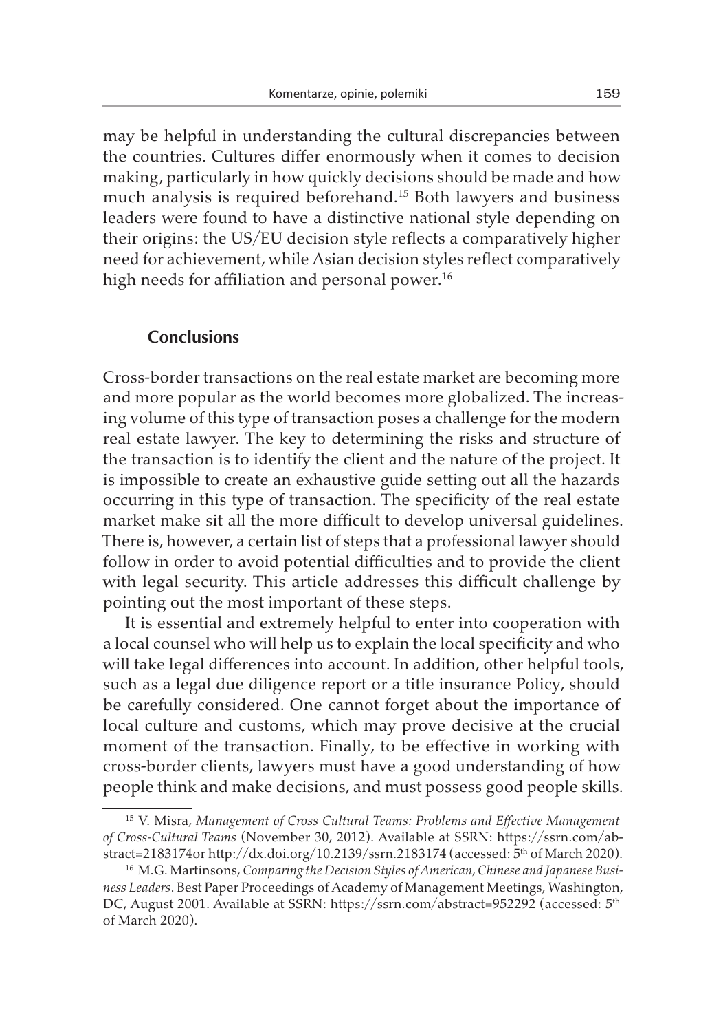may be helpful in understanding the cultural discrepancies between the countries. Cultures differ enormously when it comes to decision making, particularly in how quickly decisions should be made and how much analysis is required beforehand.[15] Both lawyers and business leaders were found to have a distinctive national style depending on their origins: the US/EU decision style reflects a comparatively higher need for achievement, while Asian decision styles reflect comparatively high needs for affiliation and personal power.[16]

## Conclusions

Cross-border transactions on the real estate market are becoming more and more popular as the world becomes more globalized. The increasing volume of this type of transaction poses a challenge for the modern real estate lawyer. The key to determining the risks and structure of the transaction is to identify the client and the nature of the project. It is impossible to create an exhaustive guide setting out all the hazards occurring in this type of transaction. The specificity of the real estate market make sit all the more difficult to develop universal guidelines. There is, however, a certain list of steps that a professional lawyer should follow in order to avoid potential difficulties and to provide the client with legal security. This article addresses this difficult challenge by pointing out the most important of these steps.

It is essential and extremely helpful to enter into cooperation with a local counsel who will help us to explain the local specificity and who will take legal differences into account. In addition, other helpful tools, such as a legal due diligence report or a title insurance Policy, should be carefully considered. One cannot forget about the importance of local culture and customs, which may prove decisive at the crucial moment of the transaction. Finally, to be effective in working with cross-border clients, lawyers must have a good understanding of how people think and make decisions, and must possess good people skills.

---

[15] V. Misra, *Management of Cross Cultural Teams: Problems and Effective Management of Cross-Cultural Teams* (November 30, 2012). Available at SSRN: https://ssrn.com/abstract=2183174or http://dx.doi.org/10.2139/ssrn.2183174 (accessed: 5th of March 2020).

[16] M.G. Martinsons, *Comparing the Decision Styles of American, Chinese and Japanese Business Leaders*. Best Paper Proceedings of Academy of Management Meetings, Washington, DC, August 2001. Available at SSRN: https://ssrn.com/abstract=952292 (accessed: 5th of March 2020).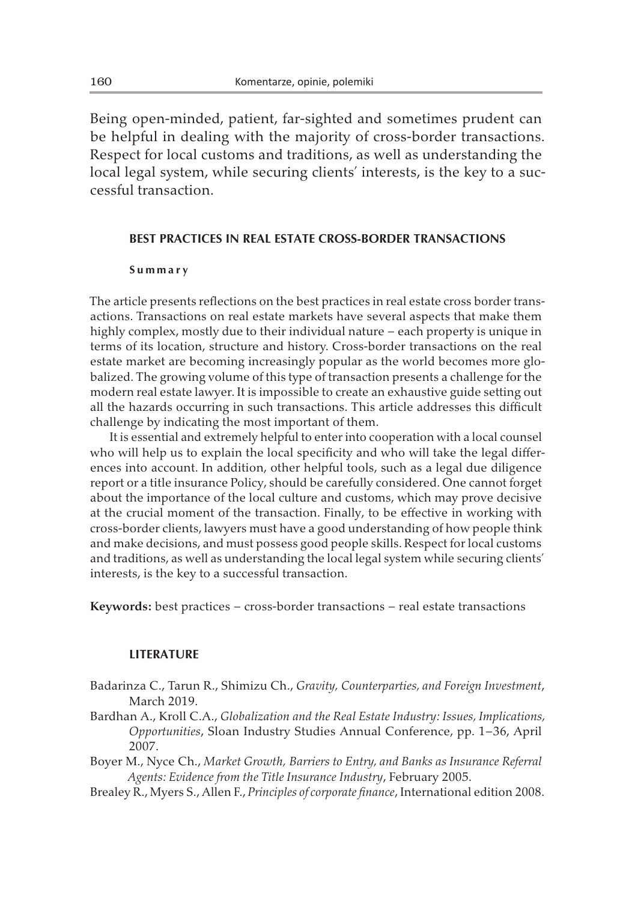Being open-minded, patient, far-sighted and sometimes prudent can be helpful in dealing with the majority of cross-border transactions. Respect for local customs and traditions, as well as understanding the local legal system, while securing clients' interests, is the key to a successful transaction.

## BEST PRACTICES IN REAL ESTATE CROSS-BORDER TRANSACTIONS

### Summary

The article presents reflections on the best practices in real estate cross border transactions. Transactions on real estate markets have several aspects that make them highly complex, mostly due to their individual nature – each property is unique in terms of its location, structure and history. Cross-border transactions on the real estate market are becoming increasingly popular as the world becomes more globalized. The growing volume of this type of transaction presents a challenge for the modern real estate lawyer. It is impossible to create an exhaustive guide setting out all the hazards occurring in such transactions. This article addresses this difficult challenge by indicating the most important of them.

It is essential and extremely helpful to enter into cooperation with a local counsel who will help us to explain the local specificity and who will take the legal differences into account. In addition, other helpful tools, such as a legal due diligence report or a title insurance Policy, should be carefully considered. One cannot forget about the importance of the local culture and customs, which may prove decisive at the crucial moment of the transaction. Finally, to be effective in working with cross-border clients, lawyers must have a good understanding of how people think and make decisions, and must possess good people skills. Respect for local customs and traditions, as well as understanding the local legal system while securing clients' interests, is the key to a successful transaction.

**Keywords:** best practices – cross-border transactions – real estate transactions

## LITERATURE

Badarinza C., Tarun R., Shimizu Ch., *Gravity, Counterparties, and Foreign Investment*, March 2019.

Bardhan A., Kroll C.A., *Globalization and the Real Estate Industry: Issues, Implications, Opportunities*, Sloan Industry Studies Annual Conference, pp. 1–36, April 2007.

Boyer M., Nyce Ch., *Market Growth, Barriers to Entry, and Banks as Insurance Referral Agents: Evidence from the Title Insurance Industry*, February 2005.

Brealey R., Myers S., Allen F., *Principles of corporate finance*, International edition 2008.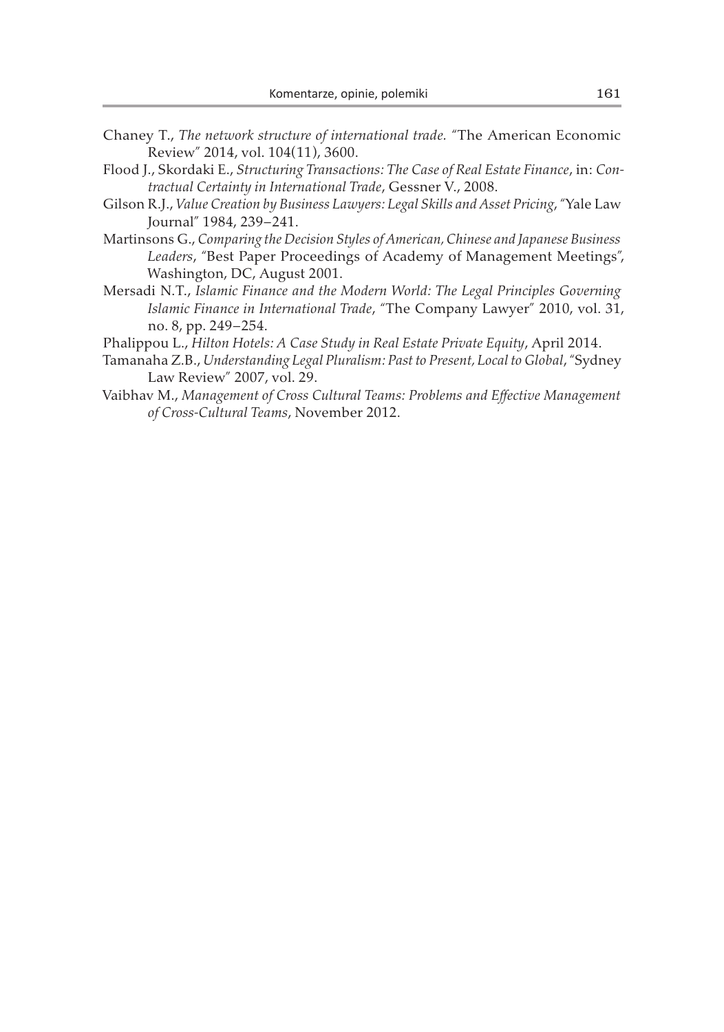Chaney T., *The network structure of international trade.* "The American Economic Review" 2014, vol. 104(11), 3600.

Flood J., Skordaki E., *Structuring Transactions: The Case of Real Estate Finance*, in: *Contractual Certainty in International Trade*, Gessner V., 2008.

Gilson R.J., *Value Creation by Business Lawyers: Legal Skills and Asset Pricing*, "Yale Law Journal" 1984, 239–241.

Martinsons G., *Comparing the Decision Styles of American, Chinese and Japanese Business Leaders*, "Best Paper Proceedings of Academy of Management Meetings", Washington, DC, August 2001.

Mersadi N.T., *Islamic Finance and the Modern World: The Legal Principles Governing Islamic Finance in International Trade*, "The Company Lawyer" 2010, vol. 31, no. 8, pp. 249–254.

Phalippou L., *Hilton Hotels: A Case Study in Real Estate Private Equity*, April 2014.

Tamanaha Z.B., *Understanding Legal Pluralism: Past to Present, Local to Global*, "Sydney Law Review" 2007, vol. 29.

Vaibhav M., *Management of Cross Cultural Teams: Problems and Effective Management of Cross-Cultural Teams*, November 2012.